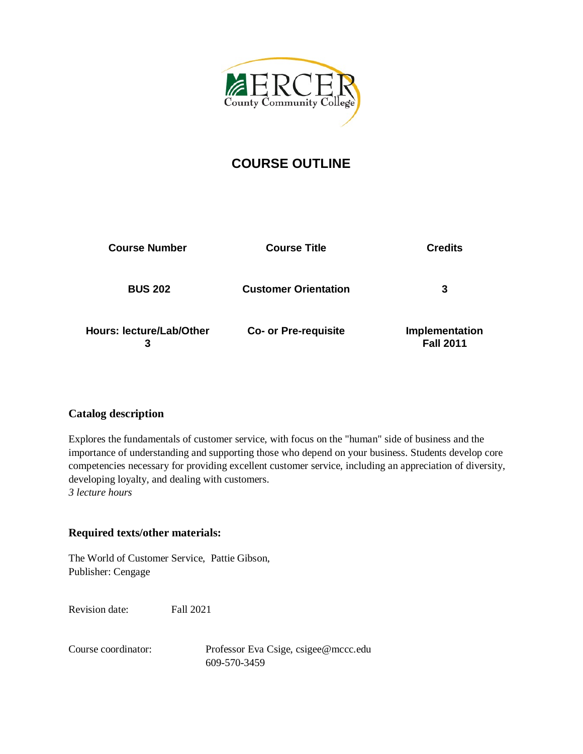Mercer County Community College

# COURSE OUTLINE

| Course Number | Course Title | Credits |
|---|---|---|
| BUS 202 | Customer Orientation | 3 |
| Hours: lecture/Lab/Other 3 | Co- or Pre-requisite | Implementation Fall 2011 |

## Catalog description

Explores the fundamentals of customer service, with focus on the "human" side of business and the importance of understanding and supporting those who depend on your business. Students develop core competencies necessary for providing excellent customer service, including an appreciation of diversity, developing loyalty, and dealing with customers.
*3 lecture hours*

## Required texts/other materials:

The World of Customer Service, Pattie Gibson,
Publisher: Cengage

Revision date: Fall 2021

Course coordinator: Professor Eva Csige, csigee@mccc.edu
609-570-3459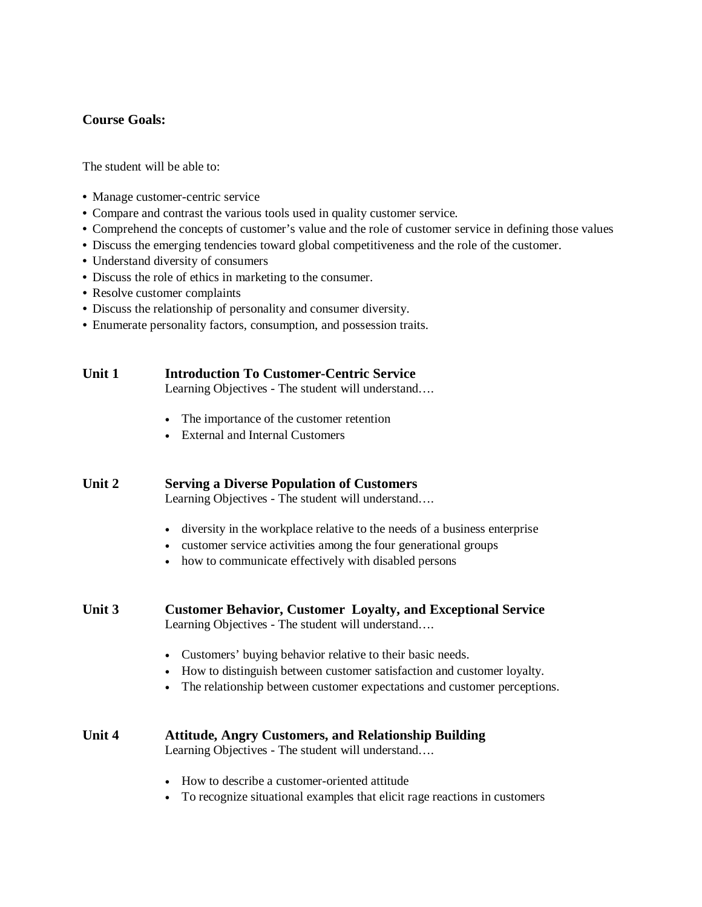**Course Goals:**

The student will be able to:

- Manage customer-centric service
- Compare and contrast the various tools used in quality customer service.
- Comprehend the concepts of customer's value and the role of customer service in defining those values
- Discuss the emerging tendencies toward global competitiveness and the role of the customer.
- Understand diversity of consumers
- Discuss the role of ethics in marketing to the consumer.
- Resolve customer complaints
- Discuss the relationship of personality and consumer diversity.
- Enumerate personality factors, consumption, and possession traits.

## Unit 1 — Introduction To Customer-Centric Service

Learning Objectives - The student will understand….

- The importance of the customer retention
- External and Internal Customers

## Unit 2 — Serving a Diverse Population of Customers

Learning Objectives - The student will understand….

- diversity in the workplace relative to the needs of a business enterprise
- customer service activities among the four generational groups
- how to communicate effectively with disabled persons

## Unit 3 — Customer Behavior, Customer Loyalty, and Exceptional Service

Learning Objectives - The student will understand….

- Customers' buying behavior relative to their basic needs.
- How to distinguish between customer satisfaction and customer loyalty.
- The relationship between customer expectations and customer perceptions.

## Unit 4 — Attitude, Angry Customers, and Relationship Building

Learning Objectives - The student will understand….

- How to describe a customer-oriented attitude
- To recognize situational examples that elicit rage reactions in customers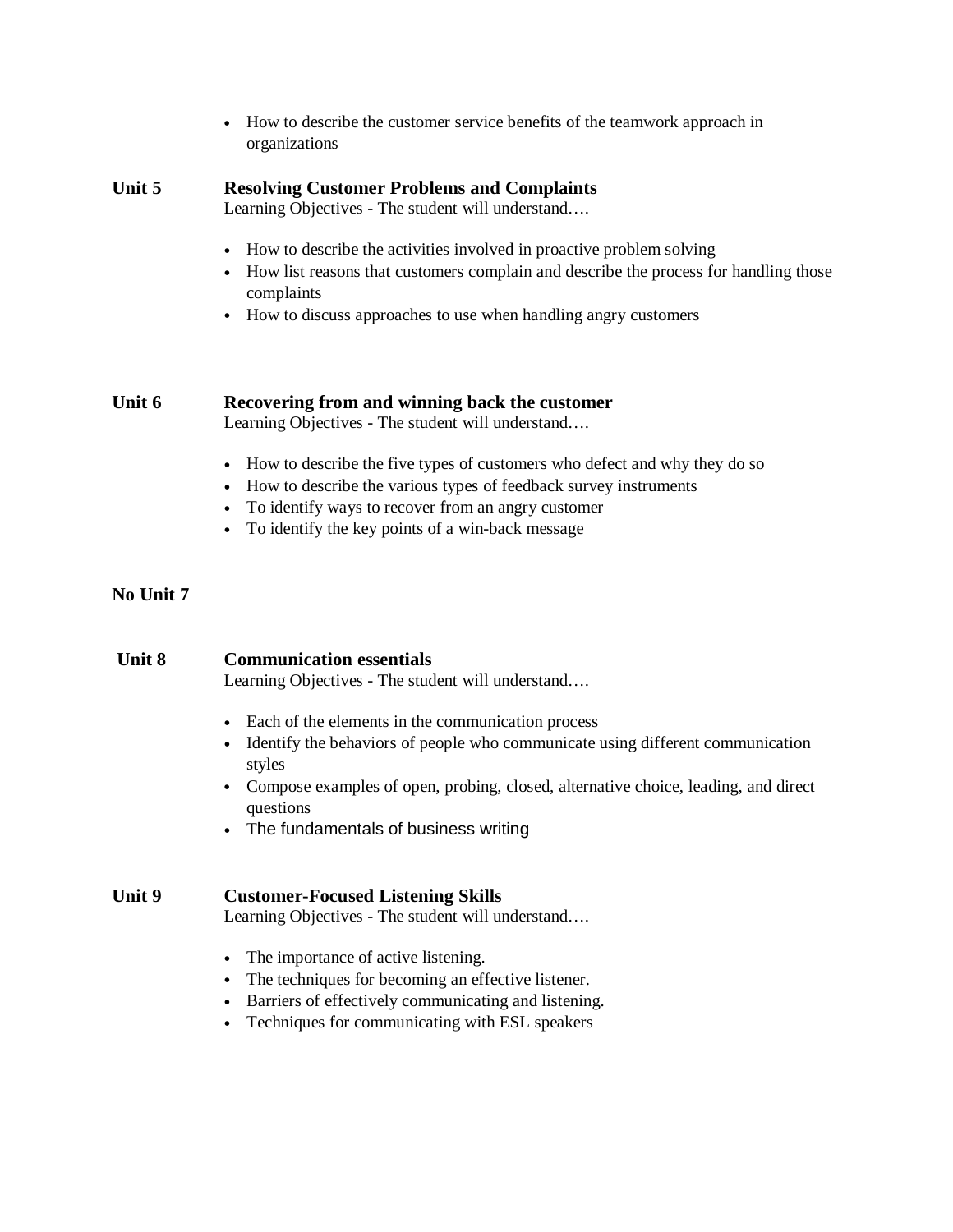- How to describe the customer service benefits of the teamwork approach in organizations

## Unit 5 Resolving Customer Problems and Complaints

Learning Objectives - The student will understand….

- How to describe the activities involved in proactive problem solving
- How list reasons that customers complain and describe the process for handling those complaints
- How to discuss approaches to use when handling angry customers

## Unit 6 Recovering from and winning back the customer

Learning Objectives - The student will understand….

- How to describe the five types of customers who defect and why they do so
- How to describe the various types of feedback survey instruments
- To identify ways to recover from an angry customer
- To identify the key points of a win-back message

**No Unit 7**

## Unit 8 Communication essentials

Learning Objectives - The student will understand….

- Each of the elements in the communication process
- Identify the behaviors of people who communicate using different communication styles
- Compose examples of open, probing, closed, alternative choice, leading, and direct questions
- The fundamentals of business writing

## Unit 9 Customer-Focused Listening Skills

Learning Objectives - The student will understand….

- The importance of active listening.
- The techniques for becoming an effective listener.
- Barriers of effectively communicating and listening.
- Techniques for communicating with ESL speakers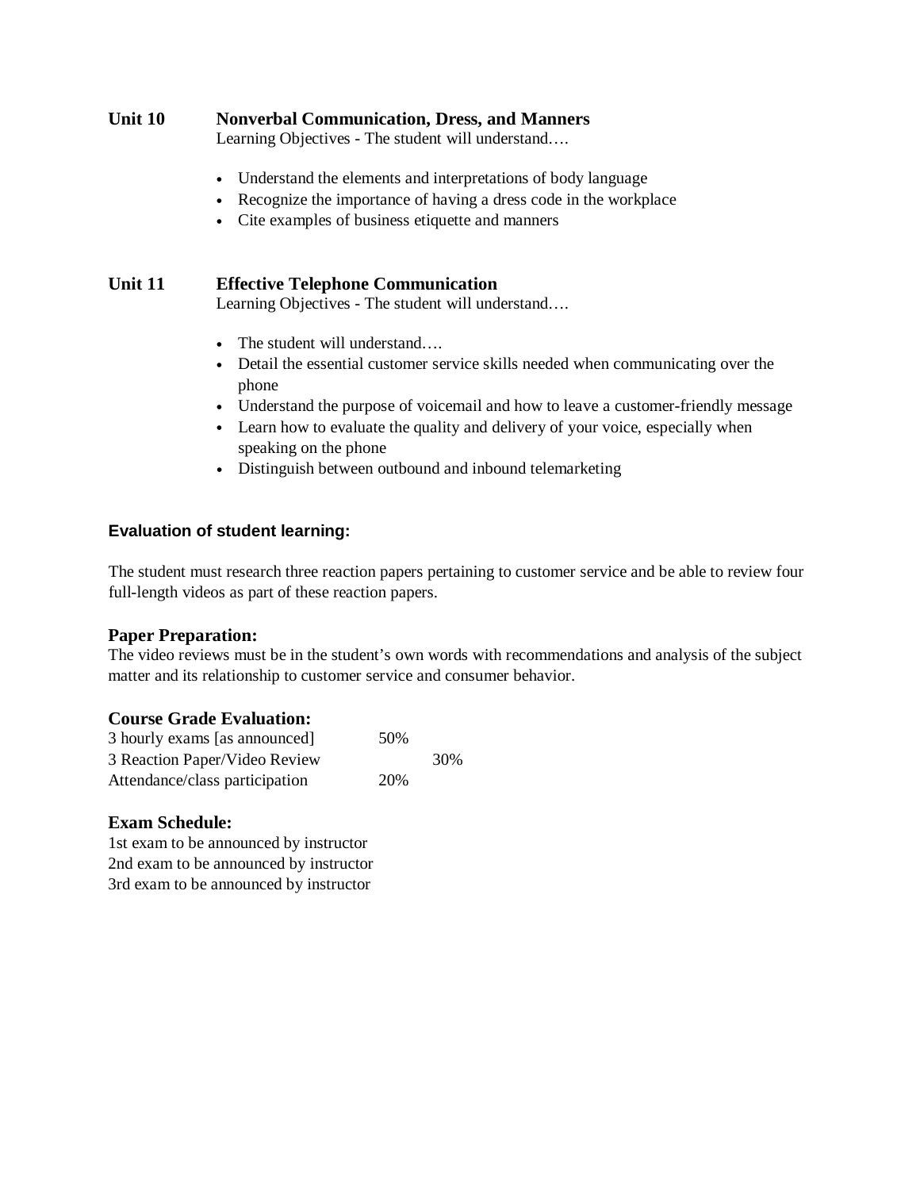**Unit 10 Nonverbal Communication, Dress, and Manners**

Learning Objectives - The student will understand….

- Understand the elements and interpretations of body language
- Recognize the importance of having a dress code in the workplace
- Cite examples of business etiquette and manners

**Unit 11 Effective Telephone Communication**

Learning Objectives - The student will understand….

- The student will understand….
- Detail the essential customer service skills needed when communicating over the phone
- Understand the purpose of voicemail and how to leave a customer-friendly message
- Learn how to evaluate the quality and delivery of your voice, especially when speaking on the phone
- Distinguish between outbound and inbound telemarketing

**Evaluation of student learning:**

The student must research three reaction papers pertaining to customer service and be able to review four full-length videos as part of these reaction papers.

**Paper Preparation:**

The video reviews must be in the student's own words with recommendations and analysis of the subject matter and its relationship to customer service and consumer behavior.

**Course Grade Evaluation:**

| | |
|---|---|
| 3 hourly exams [as announced] | 50% |
| 3 Reaction Paper/Video Review | 30% |
| Attendance/class participation | 20% |

**Exam Schedule:**

1st exam to be announced by instructor
2nd exam to be announced by instructor
3rd exam to be announced by instructor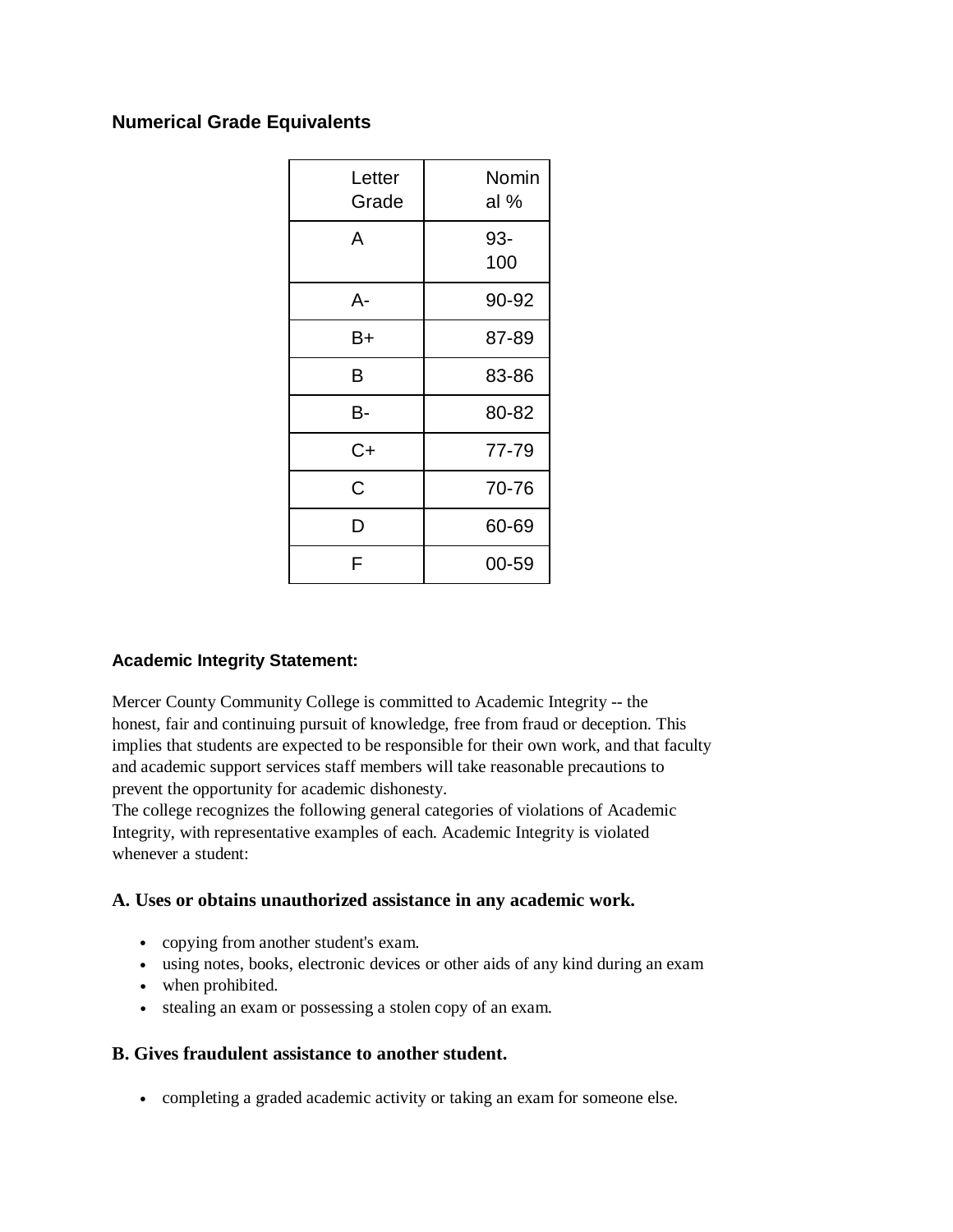## Numerical Grade Equivalents

| Letter Grade | Nominal % |
|---|---|
| A | 93-100 |
| A- | 90-92 |
| B+ | 87-89 |
| B | 83-86 |
| B- | 80-82 |
| C+ | 77-79 |
| C | 70-76 |
| D | 60-69 |
| F | 00-59 |

**Academic Integrity Statement:**

Mercer County Community College is committed to Academic Integrity -- the honest, fair and continuing pursuit of knowledge, free from fraud or deception. This implies that students are expected to be responsible for their own work, and that faculty and academic support services staff members will take reasonable precautions to prevent the opportunity for academic dishonesty.
The college recognizes the following general categories of violations of Academic Integrity, with representative examples of each. Academic Integrity is violated whenever a student:

### A. Uses or obtains unauthorized assistance in any academic work.

- copying from another student's exam.
- using notes, books, electronic devices or other aids of any kind during an exam
- when prohibited.
- stealing an exam or possessing a stolen copy of an exam.

### B. Gives fraudulent assistance to another student.

- completing a graded academic activity or taking an exam for someone else.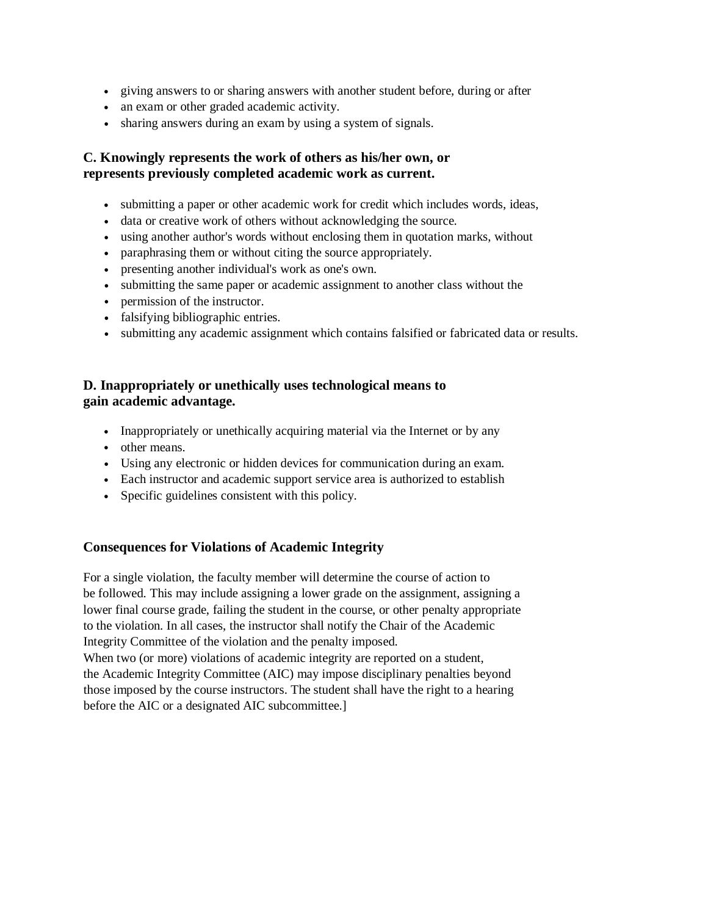- giving answers to or sharing answers with another student before, during or after
- an exam or other graded academic activity.
- sharing answers during an exam by using a system of signals.

**C. Knowingly represents the work of others as his/her own, or represents previously completed academic work as current.**

- submitting a paper or other academic work for credit which includes words, ideas,
- data or creative work of others without acknowledging the source.
- using another author's words without enclosing them in quotation marks, without
- paraphrasing them or without citing the source appropriately.
- presenting another individual's work as one's own.
- submitting the same paper or academic assignment to another class without the
- permission of the instructor.
- falsifying bibliographic entries.
- submitting any academic assignment which contains falsified or fabricated data or results.

**D. Inappropriately or unethically uses technological means to gain academic advantage.**

- Inappropriately or unethically acquiring material via the Internet or by any
- other means.
- Using any electronic or hidden devices for communication during an exam.
- Each instructor and academic support service area is authorized to establish
- Specific guidelines consistent with this policy.

**Consequences for Violations of Academic Integrity**

For a single violation, the faculty member will determine the course of action to be followed. This may include assigning a lower grade on the assignment, assigning a lower final course grade, failing the student in the course, or other penalty appropriate to the violation. In all cases, the instructor shall notify the Chair of the Academic Integrity Committee of the violation and the penalty imposed.
When two (or more) violations of academic integrity are reported on a student, the Academic Integrity Committee (AIC) may impose disciplinary penalties beyond those imposed by the course instructors. The student shall have the right to a hearing before the AIC or a designated AIC subcommittee.]